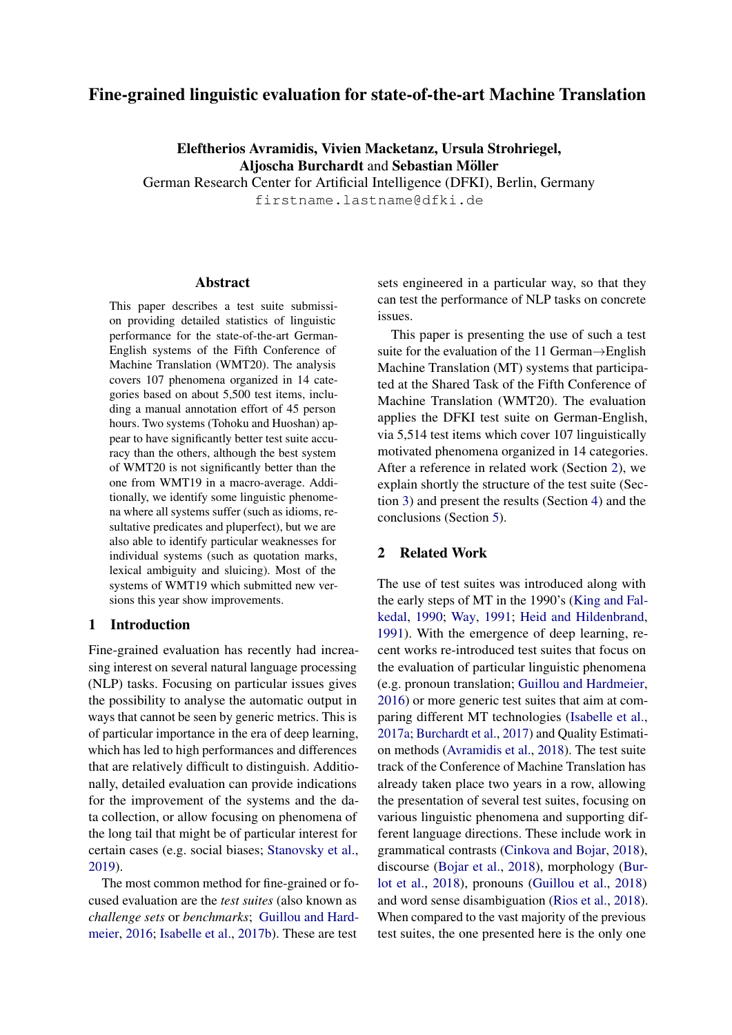# Fine-grained linguistic evaluation for state-of-the-art Machine Translation

**Eleftherios Avramidis, Vivien Macketanz, Ursula Strohriegel, Aljoscha Burchardt** and **Sebastian Möller**
German Research Center for Artificial Intelligence (DFKI), Berlin, Germany
`firstname.lastname@dfki.de`

## Abstract

This paper describes a test suite submission providing detailed statistics of linguistic performance for the state-of-the-art German-English systems of the Fifth Conference of Machine Translation (WMT20). The analysis covers 107 phenomena organized in 14 categories based on about 5,500 test items, including a manual annotation effort of 45 person hours. Two systems (Tohoku and Huoshan) appear to have significantly better test suite accuracy than the others, although the best system of WMT20 is not significantly better than the one from WMT19 in a macro-average. Additionally, we identify some linguistic phenomena where all systems suffer (such as idioms, resultative predicates and pluperfect), but we are also able to identify particular weaknesses for individual systems (such as quotation marks, lexical ambiguity and sluicing). Most of the systems of WMT19 which submitted new versions this year show improvements.

## 1 Introduction

Fine-grained evaluation has recently had increasing interest on several natural language processing (NLP) tasks. Focusing on particular issues gives the possibility to analyse the automatic output in ways that cannot be seen by generic metrics. This is of particular importance in the era of deep learning, which has led to high performances and differences that are relatively difficult to distinguish. Additionally, detailed evaluation can provide indications for the improvement of the systems and the data collection, or allow focusing on phenomena of the long tail that might be of particular interest for certain cases (e.g. social biases; Stanovsky et al., 2019).

The most common method for fine-grained or focused evaluation are the *test suites* (also known as *challenge sets* or *benchmarks*; Guillou and Hardmeier, 2016; Isabelle et al., 2017b). These are test sets engineered in a particular way, so that they can test the performance of NLP tasks on concrete issues.

This paper is presenting the use of such a test suite for the evaluation of the 11 German→English Machine Translation (MT) systems that participated at the Shared Task of the Fifth Conference of Machine Translation (WMT20). The evaluation applies the DFKI test suite on German-English, via 5,514 test items which cover 107 linguistically motivated phenomena organized in 14 categories. After a reference in related work (Section 2), we explain shortly the structure of the test suite (Section 3) and present the results (Section 4) and the conclusions (Section 5).

## 2 Related Work

The use of test suites was introduced along with the early steps of MT in the 1990's (King and Falkedal, 1990; Way, 1991; Heid and Hildenbrand, 1991). With the emergence of deep learning, recent works re-introduced test suites that focus on the evaluation of particular linguistic phenomena (e.g. pronoun translation; Guillou and Hardmeier, 2016) or more generic test suites that aim at comparing different MT technologies (Isabelle et al., 2017a; Burchardt et al., 2017) and Quality Estimation methods (Avramidis et al., 2018). The test suite track of the Conference of Machine Translation has already taken place two years in a row, allowing the presentation of several test suites, focusing on various linguistic phenomena and supporting different language directions. These include work in grammatical contrasts (Cinkova and Bojar, 2018), discourse (Bojar et al., 2018), morphology (Burlot et al., 2018), pronouns (Guillou et al., 2018) and word sense disambiguation (Rios et al., 2018). When compared to the vast majority of the previous test suites, the one presented here is the only one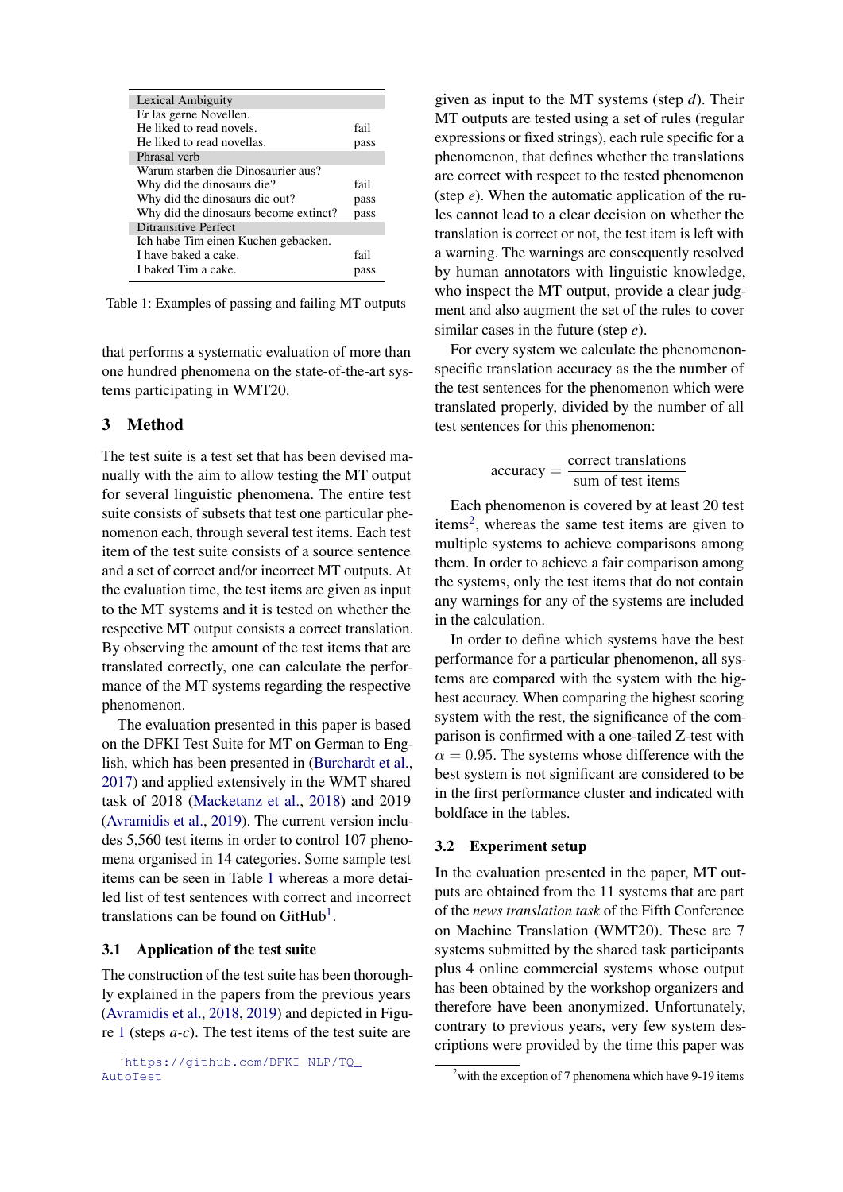| Lexical Ambiguity | |
|---|---|
| Er las gerne Novellen. | |
| He liked to read novels. | fail |
| He liked to read novellas. | pass |
| **Phrasal verb** | |
| Warum starben die Dinosaurier aus? | |
| Why did the dinosaurs die? | fail |
| Why did the dinosaurs die out? | pass |
| Why did the dinosaurs become extinct? | pass |
| **Ditransitive Perfect** | |
| Ich habe Tim einen Kuchen gebacken. | |
| I have baked a cake. | fail |
| I baked Tim a cake. | pass |

Table 1: Examples of passing and failing MT outputs

that performs a systematic evaluation of more than one hundred phenomena on the state-of-the-art systems participating in WMT20.

## 3 Method

The test suite is a test set that has been devised manually with the aim to allow testing the MT output for several linguistic phenomena. The entire test suite consists of subsets that test one particular phenomenon each, through several test items. Each test item of the test suite consists of a source sentence and a set of correct and/or incorrect MT outputs. At the evaluation time, the test items are given as input to the MT systems and it is tested on whether the respective MT output consists a correct translation. By observing the amount of the test items that are translated correctly, one can calculate the performance of the MT systems regarding the respective phenomenon.

The evaluation presented in this paper is based on the DFKI Test Suite for MT on German to English, which has been presented in (Burchardt et al., 2017) and applied extensively in the WMT shared task of 2018 (Macketanz et al., 2018) and 2019 (Avramidis et al., 2019). The current version includes 5,560 test items in order to control 107 phenomena organised in 14 categories. Some sample test items can be seen in Table 1 whereas a more detailed list of test sentences with correct and incorrect translations can be found on GitHub[1].

### 3.1 Application of the test suite

The construction of the test suite has been thoroughly explained in the papers from the previous years (Avramidis et al., 2018, 2019) and depicted in Figure 1 (steps *a*-*c*). The test items of the test suite are given as input to the MT systems (step *d*). Their MT outputs are tested using a set of rules (regular expressions or fixed strings), each rule specific for a phenomenon, that defines whether the translations are correct with respect to the tested phenomenon (step *e*). When the automatic application of the rules cannot lead to a clear decision on whether the translation is correct or not, the test item is left with a warning. The warnings are consequently resolved by human annotators with linguistic knowledge, who inspect the MT output, provide a clear judgment and also augment the set of the rules to cover similar cases in the future (step *e*).

For every system we calculate the phenomenon-specific translation accuracy as the number of the test sentences for the phenomenon which were translated properly, divided by the number of all test sentences for this phenomenon:

$$\text{accuracy} = \frac{\text{correct translations}}{\text{sum of test items}}$$

Each phenomenon is covered by at least 20 test items[2], whereas the same test items are given to multiple systems to achieve comparisons among them. In order to achieve a fair comparison among the systems, only the test items that do not contain any warnings for any of the systems are included in the calculation.

In order to define which systems have the best performance for a particular phenomenon, all systems are compared with the system with the highest accuracy. When comparing the highest scoring system with the rest, the significance of the comparison is confirmed with a one-tailed Z-test with $\alpha = 0.95$. The systems whose difference with the best system is not significant are considered to be in the first performance cluster and indicated with boldface in the tables.

### 3.2 Experiment setup

In the evaluation presented in the paper, MT outputs are obtained from the 11 systems that are part of the *news translation task* of the Fifth Conference on Machine Translation (WMT20). These are 7 systems submitted by the shared task participants plus 4 online commercial systems whose output has been obtained by the workshop organizers and therefore have been anonymized. Unfortunately, contrary to previous years, very few system descriptions were provided by the time this paper was

[1] https://github.com/DFKI-NLP/TQ_AutoTest

[2] with the exception of 7 phenomena which have 9-19 items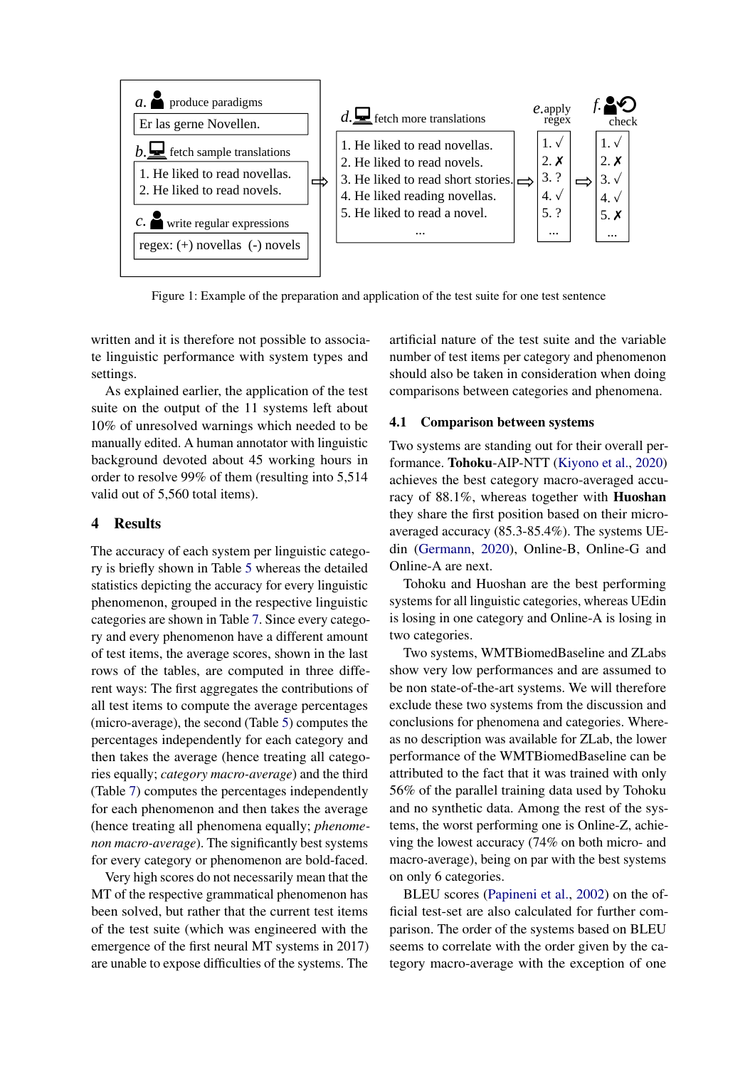a. produce paradigms

Er las gerne Novellen.

b. fetch sample translations

1. He liked to read novellas.
2. He liked to read novels.

c. write regular expressions

regex: (+) novellas (-) novels

d. fetch more translations

1. He liked to read novellas.
2. He liked to read novels.
3. He liked to read short stories.
4. He liked reading novellas.
5. He liked to read a novel.
...

e. apply regex

1. √
2. ✗
3. ?
4. √
5. ?
...

f. check

1. √
2. ✗
3. √
4. √
5. ✗
...

Figure 1: Example of the preparation and application of the test suite for one test sentence

written and it is therefore not possible to associate linguistic performance with system types and settings.

As explained earlier, the application of the test suite on the output of the 11 systems left about 10% of unresolved warnings which needed to be manually edited. A human annotator with linguistic background devoted about 45 working hours in order to resolve 99% of them (resulting into 5,514 valid out of 5,560 total items).

## 4 Results

The accuracy of each system per linguistic category is briefly shown in Table 5 whereas the detailed statistics depicting the accuracy for every linguistic phenomenon, grouped in the respective linguistic categories are shown in Table 7. Since every category and every phenomenon have a different amount of test items, the average scores, shown in the last rows of the tables, are computed in three different ways: The first aggregates the contributions of all test items to compute the average percentages (micro-average), the second (Table 5) computes the percentages independently for each category and then takes the average (hence treating all categories equally; *category macro-average*) and the third (Table 7) computes the percentages independently for each phenomenon and then takes the average (hence treating all phenomena equally; *phenomenon macro-average*). The significantly best systems for every category or phenomenon are bold-faced.

Very high scores do not necessarily mean that the MT of the respective grammatical phenomenon has been solved, but rather that the current test items of the test suite (which was engineered with the emergence of the first neural MT systems in 2017) are unable to expose difficulties of the systems. The artificial nature of the test suite and the variable number of test items per category and phenomenon should also be taken in consideration when doing comparisons between categories and phenomena.

### 4.1 Comparison between systems

Two systems are standing out for their overall performance. **Tohoku**-AIP-NTT (Kiyono et al., 2020) achieves the best category macro-averaged accuracy of 88.1%, whereas together with **Huoshan** they share the first position based on their micro-averaged accuracy (85.3-85.4%). The systems UEdin (Germann, 2020), Online-B, Online-G and Online-A are next.

Tohoku and Huoshan are the best performing systems for all linguistic categories, whereas UEdin is losing in one category and Online-A is losing in two categories.

Two systems, WMTBiomedBaseline and ZLabs show very low performances and are assumed to be non state-of-the-art systems. We will therefore exclude these two systems from the discussion and conclusions for phenomena and categories. Whereas no description was available for ZLab, the lower performance of the WMTBiomedBaseline can be attributed to the fact that it was trained with only 56% of the parallel training data used by Tohoku and no synthetic data. Among the rest of the systems, the worst performing one is Online-Z, achieving the lowest accuracy (74% on both micro- and macro-average), being on par with the best systems on only 6 categories.

BLEU scores (Papineni et al., 2002) on the official test-set are also calculated for further comparison. The order of the systems based on BLEU seems to correlate with the order given by the category macro-average with the exception of one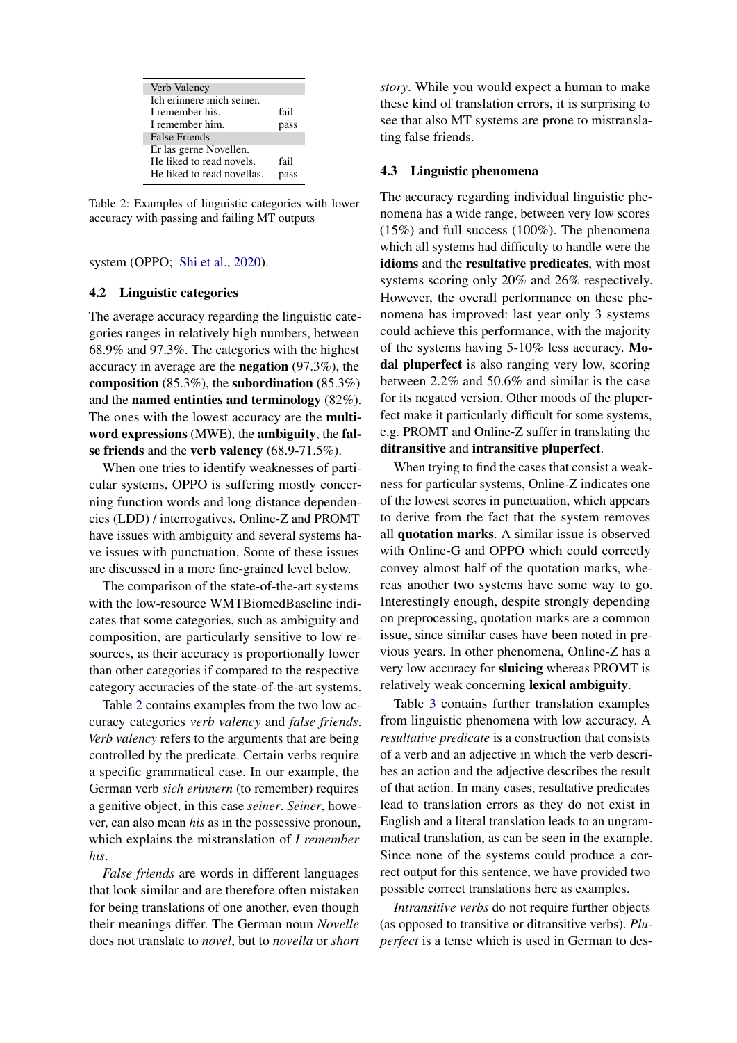| Verb Valency | |
|---|---|
| Ich erinnere mich seiner. | |
| I remember his. | fail |
| I remember him. | pass |
| **False Friends** | |
| Er las gerne Novellen. | |
| He liked to read novels. | fail |
| He liked to read novellas. | pass |

Table 2: Examples of linguistic categories with lower accuracy with passing and failing MT outputs

system (OPPO; Shi et al., 2020).

### 4.2 Linguistic categories

The average accuracy regarding the linguistic categories ranges in relatively high numbers, between 68.9% and 97.3%. The categories with the highest accuracy in average are the **negation** (97.3%), the **composition** (85.3%), the **subordination** (85.3%) and the **named entities and terminology** (82%). The ones with the lowest accuracy are the **multi-word expressions** (MWE), the **ambiguity**, the **false friends** and the **verb valency** (68.9-71.5%).

When one tries to identify weaknesses of particular systems, OPPO is suffering mostly concerning function words and long distance dependencies (LDD) / interrogatives. Online-Z and PROMT have issues with ambiguity and several systems have issues with punctuation. Some of these issues are discussed in a more fine-grained level below.

The comparison of the state-of-the-art systems with the low-resource WMTBiomedBaseline indicates that some categories, such as ambiguity and composition, are particularly sensitive to low resources, as their accuracy is proportionally lower than other categories if compared to the respective category accuracies of the state-of-the-art systems.

Table 2 contains examples from the two low accuracy categories *verb valency* and *false friends*. *Verb valency* refers to the arguments that are being controlled by the predicate. Certain verbs require a specific grammatical case. In our example, the German verb *sich erinnern* (to remember) requires a genitive object, in this case *seiner*. *Seiner*, however, can also mean *his* as in the possessive pronoun, which explains the mistranslation of *I remember his*.

*False friends* are words in different languages that look similar and are therefore often mistaken for being translations of one another, even though their meanings differ. The German noun *Novelle* does not translate to *novel*, but to *novella* or *short story*. While you would expect a human to make these kind of translation errors, it is surprising to see that also MT systems are prone to mistranslating false friends.

### 4.3 Linguistic phenomena

The accuracy regarding individual linguistic phenomena has a wide range, between very low scores (15%) and full success (100%). The phenomena which all systems had difficulty to handle were the **idioms** and the **resultative predicates**, with most systems scoring only 20% and 26% respectively. However, the overall performance on these phenomena has improved: last year only 3 systems could achieve this performance, with the majority of the systems having 5-10% less accuracy. **Modal pluperfect** is also ranging very low, scoring between 2.2% and 50.6% and similar is the case for its negated version. Other moods of the pluperfect make it particularly difficult for some systems, e.g. PROMT and Online-Z suffer in translating the **ditransitive** and **intransitive pluperfect**.

When trying to find the cases that consist a weakness for particular systems, Online-Z indicates one of the lowest scores in punctuation, which appears to derive from the fact that the system removes all **quotation marks**. A similar issue is observed with Online-G and OPPO which could correctly convey almost half of the quotation marks, whereas another two systems have some way to go. Interestingly enough, despite strongly depending on preprocessing, quotation marks are a common issue, since similar cases have been noted in previous years. In other phenomena, Online-Z has a very low accuracy for **sluicing** whereas PROMT is relatively weak concerning **lexical ambiguity**.

Table 3 contains further translation examples from linguistic phenomena with low accuracy. A *resultative predicate* is a construction that consists of a verb and an adjective in which the verb describes an action and the adjective describes the result of that action. In many cases, resultative predicates lead to translation errors as they do not exist in English and a literal translation leads to an ungrammatical translation, as can be seen in the example. Since none of the systems could produce a correct output for this sentence, we have provided two possible correct translations here as examples.

*Intransitive verbs* do not require further objects (as opposed to transitive or ditransitive verbs). *Pluperfect* is a tense which is used in German to des-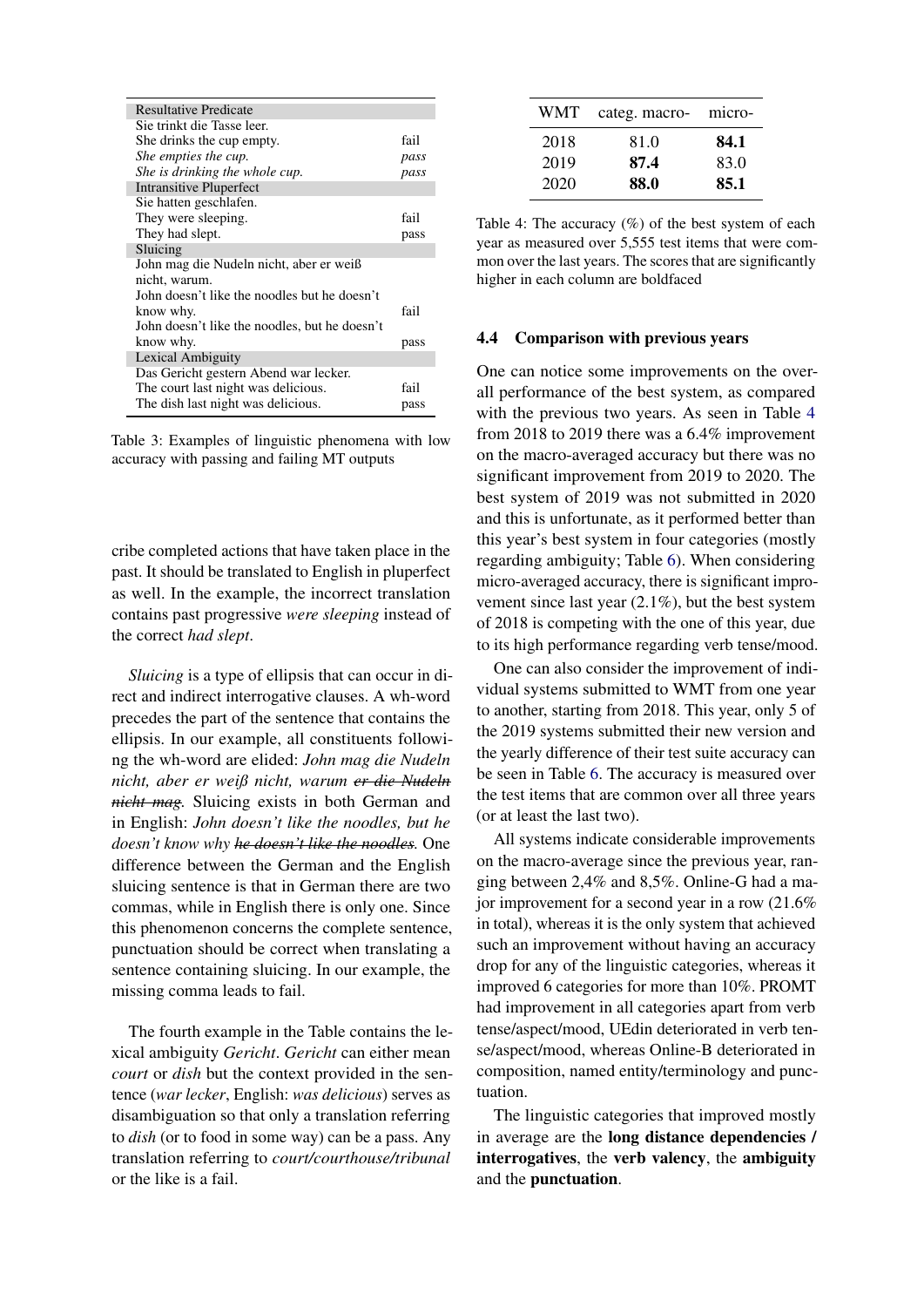| | |
|---|---|
| **Resultative Predicate** | |
| Sie trinkt die Tasse leer. | |
| She drinks the cup empty. | fail |
| *She empties the cup.* | *pass* |
| *She is drinking the whole cup.* | *pass* |
| **Intransitive Pluperfect** | |
| Sie hatten geschlafen. | |
| They were sleeping. | fail |
| They had slept. | pass |
| **Sluicing** | |
| John mag die Nudeln nicht, aber er weiß nicht, warum. | |
| John doesn't like the noodles but he doesn't know why. | fail |
| John doesn't like the noodles, but he doesn't know why. | pass |
| **Lexical Ambiguity** | |
| Das Gericht gestern Abend war lecker. | |
| The court last night was delicious. | fail |
| The dish last night was delicious. | pass |

Table 3: Examples of linguistic phenomena with low accuracy with passing and failing MT outputs

cribe completed actions that have taken place in the past. It should be translated to English in pluperfect as well. In the example, the incorrect translation contains past progressive *were sleeping* instead of the correct *had slept*.

*Sluicing* is a type of ellipsis that can occur in direct and indirect interrogative clauses. A wh-word precedes the part of the sentence that contains the ellipsis. In our example, all constituents following the wh-word are elided: *John mag die Nudeln nicht, aber er weiß nicht, warum ~~er die Nudeln nicht mag~~*. Sluicing exists in both German and in English: *John doesn't like the noodles, but he doesn't know why ~~he doesn't like the noodles~~*. One difference between the German and the English sluicing sentence is that in German there are two commas, while in English there is only one. Since this phenomenon concerns the complete sentence, punctuation should be correct when translating a sentence containing sluicing. In our example, the missing comma leads to fail.

The fourth example in the Table contains the lexical ambiguity *Gericht*. *Gericht* can either mean *court* or *dish* but the context provided in the sentence (*war lecker*, English: *was delicious*) serves as disambiguation so that only a translation referring to *dish* (or to food in some way) can be a pass. Any translation referring to *court/courthouse/tribunal* or the like is a fail.

| WMT | categ. macro- | micro- |
|---|---|---|
| 2018 | 81.0 | **84.1** |
| 2019 | **87.4** | 83.0 |
| 2020 | **88.0** | **85.1** |

Table 4: The accuracy (%) of the best system of each year as measured over 5,555 test items that were common over the last years. The scores that are significantly higher in each column are boldfaced

### 4.4 Comparison with previous years

One can notice some improvements on the overall performance of the best system, as compared with the previous two years. As seen in Table 4 from 2018 to 2019 there was a 6.4% improvement on the macro-averaged accuracy but there was no significant improvement from 2019 to 2020. The best system of 2019 was not submitted in 2020 and this is unfortunate, as it performed better than this year's best system in four categories (mostly regarding ambiguity; Table 6). When considering micro-averaged accuracy, there is significant improvement since last year (2.1%), but the best system of 2018 is competing with the one of this year, due to its high performance regarding verb tense/mood.

One can also consider the improvement of individual systems submitted to WMT from one year to another, starting from 2018. This year, only 5 of the 2019 systems submitted their new version and the yearly difference of their test suite accuracy can be seen in Table 6. The accuracy is measured over the test items that are common over all three years (or at least the last two).

All systems indicate considerable improvements on the macro-average since the previous year, ranging between 2,4% and 8,5%. Online-G had a major improvement for a second year in a row (21.6% in total), whereas it is the only system that achieved such an improvement without having an accuracy drop for any of the linguistic categories, whereas it improved 6 categories for more than 10%. PROMT had improvement in all categories apart from verb tense/aspect/mood, UEdin deteriorated in verb tense/aspect/mood, whereas Online-B deteriorated in composition, named entity/terminology and punctuation.

The linguistic categories that improved mostly in average are the **long distance dependencies / interrogatives**, the **verb valency**, the **ambiguity** and the **punctuation**.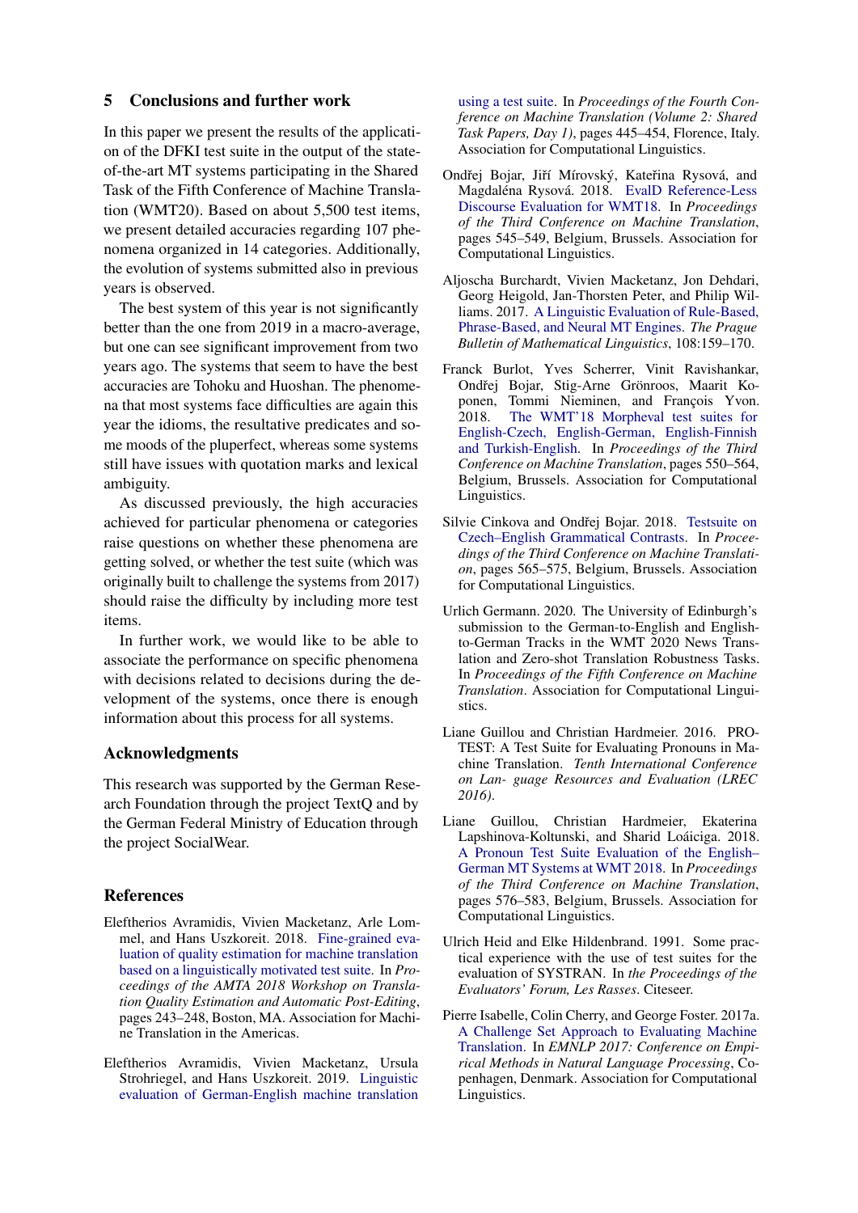## 5 Conclusions and further work

In this paper we present the results of the application of the DFKI test suite in the output of the state-of-the-art MT systems participating in the Shared Task of the Fifth Conference of Machine Translation (WMT20). Based on about 5,500 test items, we present detailed accuracies regarding 107 phenomena organized in 14 categories. Additionally, the evolution of systems submitted also in previous years is observed.

The best system of this year is not significantly better than the one from 2019 in a macro-average, but one can see significant improvement from two years ago. The systems that seem to have the best accuracies are Tohoku and Huoshan. The phenomena that most systems face difficulties are again this year the idioms, the resultative predicates and some moods of the pluperfect, whereas some systems still have issues with quotation marks and lexical ambiguity.

As discussed previously, the high accuracies achieved for particular phenomena or categories raise questions on whether these phenomena are getting solved, or whether the test suite (which was originally built to challenge the systems from 2017) should raise the difficulty by including more test items.

In further work, we would like to be able to associate the performance on specific phenomena with decisions related to decisions during the development of the systems, once there is enough information about this process for all systems.

## Acknowledgments

This research was supported by the German Research Foundation through the project TextQ and by the German Federal Ministry of Education through the project SocialWear.

## References

Eleftherios Avramidis, Vivien Macketanz, Arle Lommel, and Hans Uszkoreit. 2018. Fine-grained evaluation of quality estimation for machine translation based on a linguistically motivated test suite. In *Proceedings of the AMTA 2018 Workshop on Translation Quality Estimation and Automatic Post-Editing*, pages 243–248, Boston, MA. Association for Machine Translation in the Americas.

Eleftherios Avramidis, Vivien Macketanz, Ursula Strohriegel, and Hans Uszkoreit. 2019. Linguistic evaluation of German-English machine translation using a test suite. In *Proceedings of the Fourth Conference on Machine Translation (Volume 2: Shared Task Papers, Day 1)*, pages 445–454, Florence, Italy. Association for Computational Linguistics.

Ondřej Bojar, Jiří Mírovský, Kateřina Rysová, and Magdaléna Rysová. 2018. EvalD Reference-Less Discourse Evaluation for WMT18. In *Proceedings of the Third Conference on Machine Translation*, pages 545–549, Belgium, Brussels. Association for Computational Linguistics.

Aljoscha Burchardt, Vivien Macketanz, Jon Dehdari, Georg Heigold, Jan-Thorsten Peter, and Philip Williams. 2017. A Linguistic Evaluation of Rule-Based, Phrase-Based, and Neural MT Engines. *The Prague Bulletin of Mathematical Linguistics*, 108:159–170.

Franck Burlot, Yves Scherrer, Vinit Ravishankar, Ondřej Bojar, Stig-Arne Grönroos, Maarit Koponen, Tommi Nieminen, and François Yvon. 2018. The WMT'18 Morpheval test suites for English-Czech, English-German, English-Finnish and Turkish-English. In *Proceedings of the Third Conference on Machine Translation*, pages 550–564, Belgium, Brussels. Association for Computational Linguistics.

Silvie Cinkova and Ondřej Bojar. 2018. Testsuite on Czech–English Grammatical Contrasts. In *Proceedings of the Third Conference on Machine Translation*, pages 565–575, Belgium, Brussels. Association for Computational Linguistics.

Urlich Germann. 2020. The University of Edinburgh's submission to the German-to-English and English-to-German Tracks in the WMT 2020 News Translation and Zero-shot Translation Robustness Tasks. In *Proceedings of the Fifth Conference on Machine Translation*. Association for Computational Linguistics.

Liane Guillou and Christian Hardmeier. 2016. PROTEST: A Test Suite for Evaluating Pronouns in Machine Translation. *Tenth International Conference on Lan- guage Resources and Evaluation (LREC 2016)*.

Liane Guillou, Christian Hardmeier, Ekaterina Lapshinova-Koltunski, and Sharid Loáiciga. 2018. A Pronoun Test Suite Evaluation of the English–German MT Systems at WMT 2018. In *Proceedings of the Third Conference on Machine Translation*, pages 576–583, Belgium, Brussels. Association for Computational Linguistics.

Ulrich Heid and Elke Hildenbrand. 1991. Some practical experience with the use of test suites for the evaluation of SYSTRAN. In *the Proceedings of the Evaluators' Forum, Les Rasses*. Citeseer.

Pierre Isabelle, Colin Cherry, and George Foster. 2017a. A Challenge Set Approach to Evaluating Machine Translation. In *EMNLP 2017: Conference on Empirical Methods in Natural Language Processing*, Copenhagen, Denmark. Association for Computational Linguistics.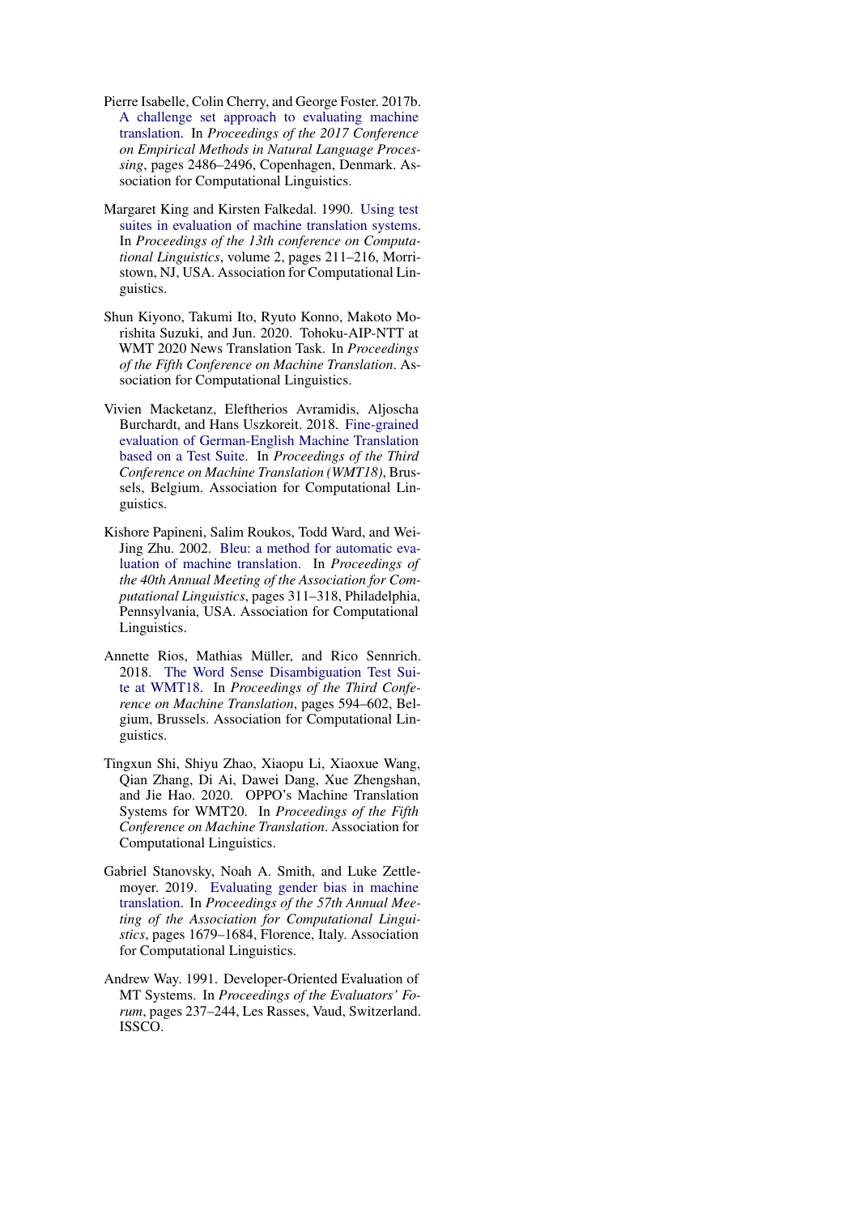Pierre Isabelle, Colin Cherry, and George Foster. 2017b. A challenge set approach to evaluating machine translation. In *Proceedings of the 2017 Conference on Empirical Methods in Natural Language Processing*, pages 2486–2496, Copenhagen, Denmark. Association for Computational Linguistics.

Margaret King and Kirsten Falkedal. 1990. Using test suites in evaluation of machine translation systems. In *Proceedings of the 13th conference on Computational Linguistics*, volume 2, pages 211–216, Morristown, NJ, USA. Association for Computational Linguistics.

Shun Kiyono, Takumi Ito, Ryuto Konno, Makoto Morishita Suzuki, and Jun. 2020. Tohoku-AIP-NTT at WMT 2020 News Translation Task. In *Proceedings of the Fifth Conference on Machine Translation*. Association for Computational Linguistics.

Vivien Macketanz, Eleftherios Avramidis, Aljoscha Burchardt, and Hans Uszkoreit. 2018. Fine-grained evaluation of German-English Machine Translation based on a Test Suite. In *Proceedings of the Third Conference on Machine Translation (WMT18)*, Brussels, Belgium. Association for Computational Linguistics.

Kishore Papineni, Salim Roukos, Todd Ward, and Wei-Jing Zhu. 2002. Bleu: a method for automatic evaluation of machine translation. In *Proceedings of the 40th Annual Meeting of the Association for Computational Linguistics*, pages 311–318, Philadelphia, Pennsylvania, USA. Association for Computational Linguistics.

Annette Rios, Mathias Müller, and Rico Sennrich. 2018. The Word Sense Disambiguation Test Suite at WMT18. In *Proceedings of the Third Conference on Machine Translation*, pages 594–602, Belgium, Brussels. Association for Computational Linguistics.

Tingxun Shi, Shiyu Zhao, Xiaopu Li, Xiaoxue Wang, Qian Zhang, Di Ai, Dawei Dang, Xue Zhengshan, and Jie Hao. 2020. OPPO's Machine Translation Systems for WMT20. In *Proceedings of the Fifth Conference on Machine Translation*. Association for Computational Linguistics.

Gabriel Stanovsky, Noah A. Smith, and Luke Zettlemoyer. 2019. Evaluating gender bias in machine translation. In *Proceedings of the 57th Annual Meeting of the Association for Computational Linguistics*, pages 1679–1684, Florence, Italy. Association for Computational Linguistics.

Andrew Way. 1991. Developer-Oriented Evaluation of MT Systems. In *Proceedings of the Evaluators' Forum*, pages 237–244, Les Rasses, Vaud, Switzerland. ISSCO.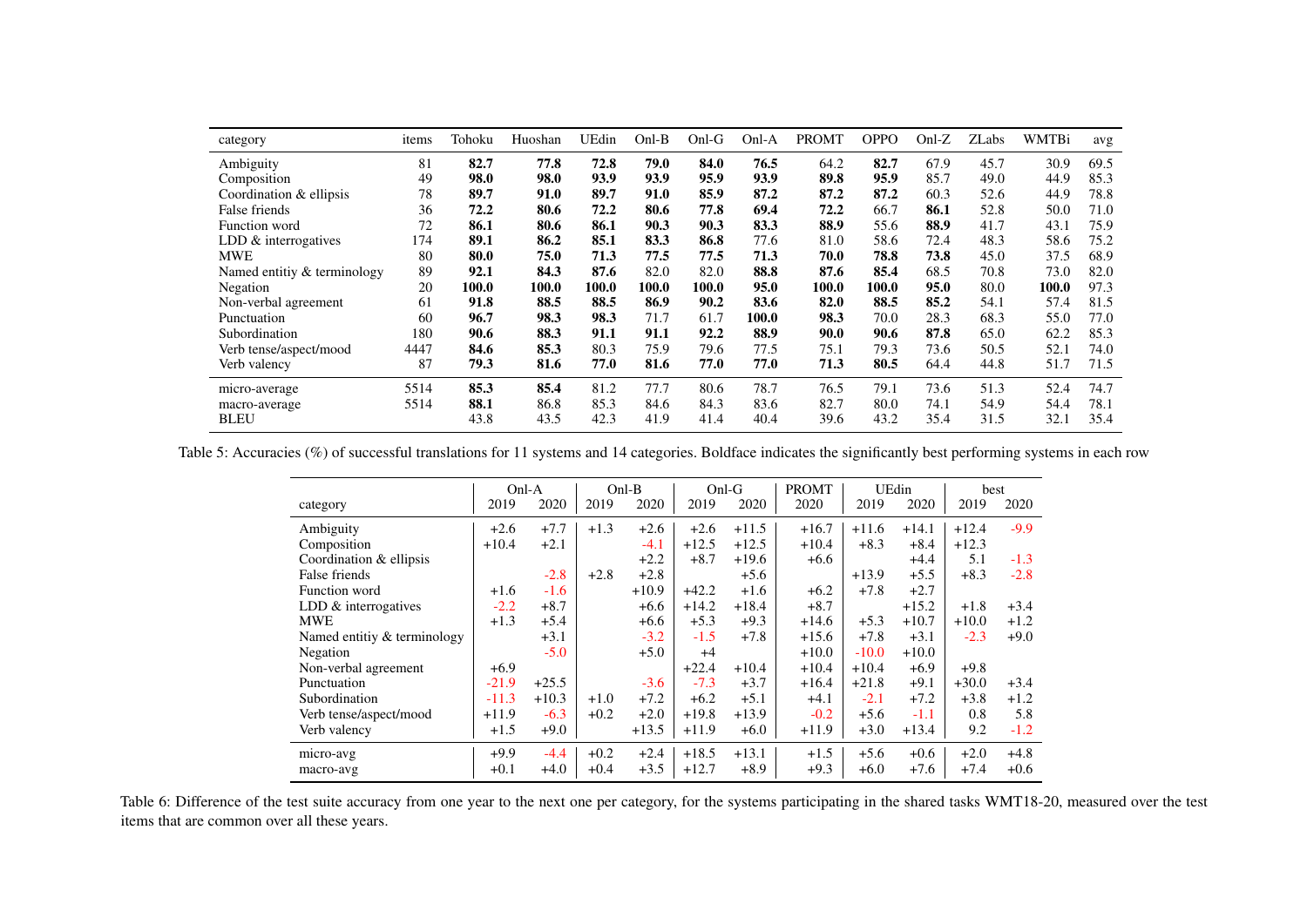| category | items | Tohoku | Huoshan | UEdin | Onl-B | Onl-G | Onl-A | PROMT | OPPO | Onl-Z | ZLabs | WMTBi | avg |
|---|---|---|---|---|---|---|---|---|---|---|---|---|---|
| Ambiguity | 81 | **82.7** | **77.8** | **72.8** | **79.0** | **84.0** | **76.5** | 64.2 | **82.7** | 67.9 | 45.7 | 30.9 | 69.5 |
| Composition | 49 | **98.0** | **98.0** | **93.9** | **93.9** | **95.9** | **93.9** | **89.8** | **95.9** | 85.7 | 49.0 | 44.9 | 85.3 |
| Coordination & ellipsis | 78 | **89.7** | **91.0** | **89.7** | **91.0** | **85.9** | **87.2** | **87.2** | **87.2** | 60.3 | 52.6 | 44.9 | 78.8 |
| False friends | 36 | **72.2** | **80.6** | **72.2** | **80.6** | **77.8** | **69.4** | **72.2** | 66.7 | **86.1** | 52.8 | 50.0 | 71.0 |
| Function word | 72 | **86.1** | **80.6** | **86.1** | **90.3** | **90.3** | **83.3** | **88.9** | 55.6 | **88.9** | 41.7 | 43.1 | 75.9 |
| LDD & interrogatives | 174 | **89.1** | **86.2** | **85.1** | **83.3** | **86.8** | 77.6 | 81.0 | 58.6 | 72.4 | 48.3 | 58.6 | 75.2 |
| MWE | 80 | **80.0** | **75.0** | **71.3** | **77.5** | **77.5** | **71.3** | **70.0** | **78.8** | **73.8** | 45.0 | 37.5 | 68.9 |
| Named entitiy & terminology | 89 | **92.1** | **84.3** | **87.6** | 82.0 | 82.0 | **88.8** | **87.6** | **85.4** | 68.5 | 70.8 | 73.0 | 82.0 |
| Negation | 20 | **100.0** | **100.0** | **100.0** | **100.0** | **100.0** | **95.0** | **100.0** | **100.0** | **95.0** | 80.0 | **100.0** | 97.3 |
| Non-verbal agreement | 61 | **91.8** | **88.5** | **88.5** | **86.9** | **90.2** | **83.6** | **82.0** | **88.5** | **85.2** | 54.1 | 57.4 | 81.5 |
| Punctuation | 60 | **96.7** | **98.3** | **98.3** | 71.7 | 61.7 | **100.0** | **98.3** | 70.0 | 28.3 | 68.3 | 55.0 | 77.0 |
| Subordination | 180 | **90.6** | **88.3** | **91.1** | **91.1** | **92.2** | **88.9** | **90.0** | **90.6** | **87.8** | 65.0 | 62.2 | 85.3 |
| Verb tense/aspect/mood | 4447 | **84.6** | **85.3** | 80.3 | 75.9 | 79.6 | 77.5 | 75.1 | 79.3 | 73.6 | 50.5 | 52.1 | 74.0 |
| Verb valency | 87 | **79.3** | **81.6** | **77.0** | **81.6** | **77.0** | **77.0** | **71.3** | **80.5** | 64.4 | 44.8 | 51.7 | 71.5 |
| micro-average | 5514 | **85.3** | **85.4** | 81.2 | 77.7 | 80.6 | 78.7 | 76.5 | 79.1 | 73.6 | 51.3 | 52.4 | 74.7 |
| macro-average | 5514 | **88.1** | 86.8 | 85.3 | 84.6 | 84.3 | 83.6 | 82.7 | 80.0 | 74.1 | 54.9 | 54.4 | 78.1 |
| BLEU | | 43.8 | 43.5 | 42.3 | 41.9 | 41.4 | 40.4 | 39.6 | 43.2 | 35.4 | 31.5 | 32.1 | 35.4 |

Table 5: Accuracies (%) of successful translations for 11 systems and 14 categories. Boldface indicates the significantly best performing systems in each row

| | Onl-A | | Onl-B | | Onl-G | | PROMT | UEdin | | best | |
|---|---|---|---|---|---|---|---|---|---|---|---|
| category | 2019 | 2020 | 2019 | 2020 | 2019 | 2020 | 2020 | 2019 | 2020 | 2019 | 2020 |
| Ambiguity | +2.6 | +7.7 | +1.3 | +2.6 | +2.6 | +11.5 | +16.7 | +11.6 | +14.1 | +12.4 | -9.9 |
| Composition | +10.4 | +2.1 | | -4.1 | +12.5 | +12.5 | +10.4 | +8.3 | +8.4 | +12.3 | |
| Coordination & ellipsis | | | | +2.2 | +8.7 | +19.6 | +6.6 | | +4.4 | 5.1 | -1.3 |
| False friends | | -2.8 | +2.8 | +2.8 | | +5.6 | | +13.9 | +5.5 | +8.3 | -2.8 |
| Function word | +1.6 | -1.6 | | +10.9 | +42.2 | +1.6 | +6.2 | +7.8 | +2.7 | | |
| LDD & interrogatives | -2.2 | +8.7 | | +6.6 | +14.2 | +18.4 | +8.7 | | +15.2 | +1.8 | +3.4 |
| MWE | +1.3 | +5.4 | | +6.6 | +5.3 | +9.3 | +14.6 | +5.3 | +10.7 | +10.0 | +1.2 |
| Named entitiy & terminology | | +3.1 | | -3.2 | -1.5 | +7.8 | +15.6 | +7.8 | +3.1 | -2.3 | +9.0 |
| Negation | | -5.0 | | +5.0 | +4 | | +10.0 | -10.0 | +10.0 | | |
| Non-verbal agreement | +6.9 | | | | +22.4 | +10.4 | +10.4 | +10.4 | +6.9 | +9.8 | |
| Punctuation | -21.9 | +25.5 | | -3.6 | -7.3 | +3.7 | +16.4 | +21.8 | +9.1 | +30.0 | +3.4 |
| Subordination | -11.3 | +10.3 | +1.0 | +7.2 | +6.2 | +5.1 | +4.1 | -2.1 | +7.2 | +3.8 | +1.2 |
| Verb tense/aspect/mood | +11.9 | -6.3 | +0.2 | +2.0 | +19.8 | +13.9 | -0.2 | +5.6 | -1.1 | 0.8 | 5.8 |
| Verb valency | +1.5 | +9.0 | | +13.5 | +11.9 | +6.0 | +11.9 | +3.0 | +13.4 | 9.2 | -1.2 |
| micro-avg | +9.9 | -4.4 | +0.2 | +2.4 | +18.5 | +13.1 | +1.5 | +5.6 | +0.6 | +2.0 | +4.8 |
| macro-avg | +0.1 | +4.0 | +0.4 | +3.5 | +12.7 | +8.9 | +9.3 | +6.0 | +7.6 | +7.4 | +0.6 |

Table 6: Difference of the test suite accuracy from one year to the next one per category, for the systems participating in the shared tasks WMT18-20, measured over the test items that are common over all these years.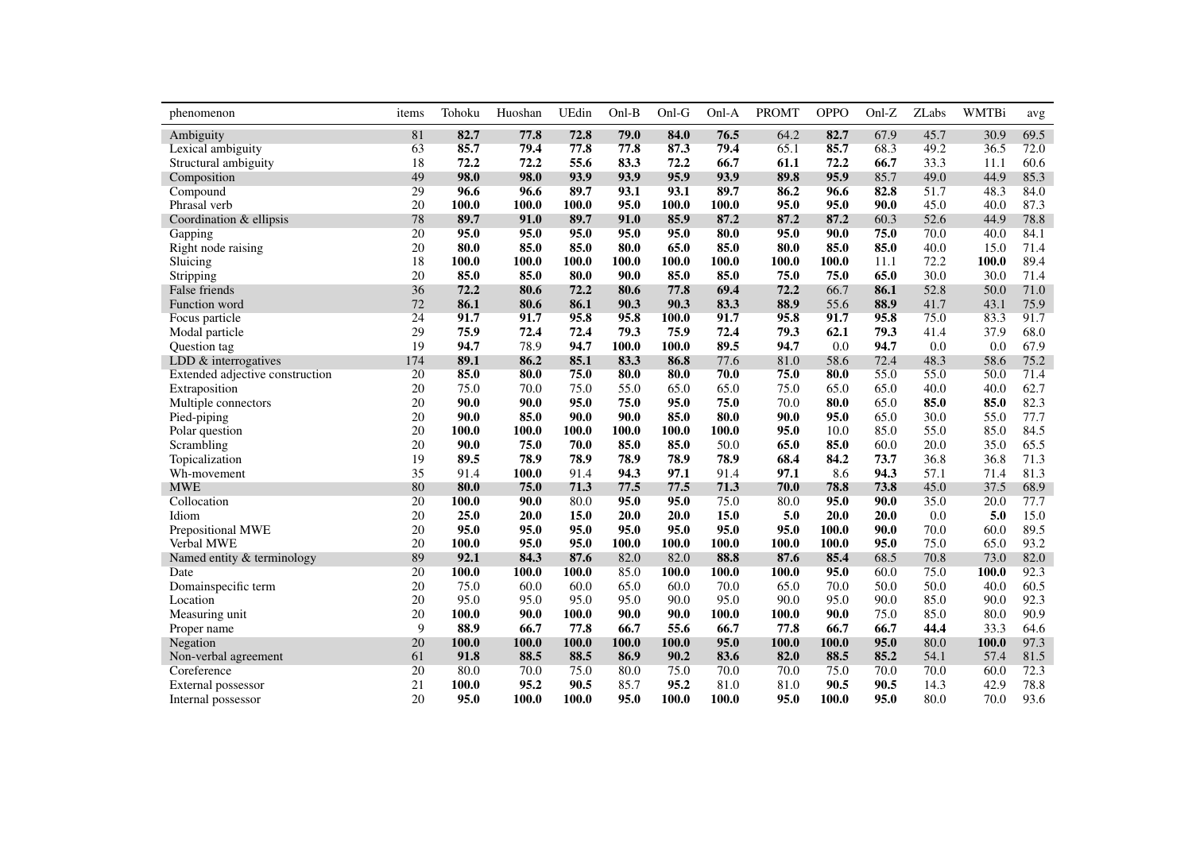| phenomenon | items | Tohoku | Huoshan | UEdin | Onl-B | Onl-G | Onl-A | PROMT | OPPO | Onl-Z | ZLabs | WMTBi | avg |
|---|---|---|---|---|---|---|---|---|---|---|---|---|---|
| Ambiguity | 81 | **82.7** | **77.8** | **72.8** | **79.0** | **84.0** | **76.5** | 64.2 | **82.7** | 67.9 | 45.7 | 30.9 | 69.5 |
| Lexical ambiguity | 63 | **85.7** | **79.4** | **77.8** | **77.8** | **87.3** | **79.4** | 65.1 | **85.7** | 68.3 | 49.2 | 36.5 | 72.0 |
| Structural ambiguity | 18 | **72.2** | **72.2** | **55.6** | **83.3** | **72.2** | **66.7** | **61.1** | **72.2** | **66.7** | 33.3 | 11.1 | 60.6 |
| Composition | 49 | **98.0** | **98.0** | **93.9** | **93.9** | **95.9** | **93.9** | **89.8** | **95.9** | 85.7 | 49.0 | 44.9 | 85.3 |
| Compound | 29 | **96.6** | **96.6** | **89.7** | **93.1** | **93.1** | **89.7** | **86.2** | **96.6** | **82.8** | 51.7 | 48.3 | 84.0 |
| Phrasal verb | 20 | **100.0** | **100.0** | **100.0** | **95.0** | **100.0** | **100.0** | **95.0** | **95.0** | **90.0** | 45.0 | 40.0 | 87.3 |
| Coordination & ellipsis | 78 | **89.7** | **91.0** | **89.7** | **91.0** | **85.9** | **87.2** | **87.2** | **87.2** | 60.3 | 52.6 | 44.9 | 78.8 |
| Gapping | 20 | **95.0** | **95.0** | **95.0** | **95.0** | **95.0** | **80.0** | **95.0** | **90.0** | **75.0** | 70.0 | 40.0 | 84.1 |
| Right node raising | 20 | **80.0** | **85.0** | **85.0** | **80.0** | **65.0** | **85.0** | **80.0** | **85.0** | **85.0** | 40.0 | 15.0 | 71.4 |
| Sluicing | 18 | **100.0** | **100.0** | **100.0** | **100.0** | **100.0** | **100.0** | **100.0** | **100.0** | 11.1 | 72.2 | **100.0** | 89.4 |
| Stripping | 20 | **85.0** | **85.0** | **80.0** | **90.0** | **85.0** | **85.0** | **75.0** | **75.0** | **65.0** | 30.0 | 30.0 | 71.4 |
| False friends | 36 | **72.2** | **80.6** | **72.2** | **80.6** | **77.8** | **69.4** | **72.2** | 66.7 | **86.1** | 52.8 | 50.0 | 71.0 |
| Function word | 72 | **86.1** | **80.6** | **86.1** | **90.3** | **90.3** | **83.3** | **88.9** | 55.6 | **88.9** | 41.7 | 43.1 | 75.9 |
| Focus particle | 24 | **91.7** | **91.7** | **95.8** | **95.8** | **100.0** | **91.7** | **95.8** | **91.7** | **95.8** | 75.0 | 83.3 | 91.7 |
| Modal particle | 29 | **75.9** | **72.4** | **72.4** | **79.3** | **75.9** | **72.4** | **79.3** | **62.1** | **79.3** | 41.4 | 37.9 | 68.0 |
| Question tag | 19 | **94.7** | 78.9 | **94.7** | **100.0** | **100.0** | **89.5** | **94.7** | 0.0 | **94.7** | 0.0 | 0.0 | 67.9 |
| LDD & interrogatives | 174 | **89.1** | **86.2** | **85.1** | **83.3** | **86.8** | 77.6 | 81.0 | 58.6 | 72.4 | 48.3 | 58.6 | 75.2 |
| Extended adjective construction | 20 | **85.0** | **80.0** | **75.0** | **80.0** | **80.0** | **70.0** | **75.0** | **80.0** | 55.0 | 55.0 | 50.0 | 71.4 |
| Extraposition | 20 | 75.0 | 70.0 | 75.0 | 55.0 | 65.0 | 65.0 | 75.0 | 65.0 | 65.0 | 40.0 | 40.0 | 62.7 |
| Multiple connectors | 20 | **90.0** | **90.0** | **95.0** | **75.0** | **95.0** | **75.0** | 70.0 | **80.0** | 65.0 | **85.0** | **85.0** | 82.3 |
| Pied-piping | 20 | **90.0** | **85.0** | **90.0** | **90.0** | **85.0** | **80.0** | **90.0** | **95.0** | 65.0 | 30.0 | 55.0 | 77.7 |
| Polar question | 20 | **100.0** | **100.0** | **100.0** | **100.0** | **100.0** | **100.0** | **95.0** | 10.0 | 85.0 | 55.0 | 85.0 | 84.5 |
| Scrambling | 20 | **90.0** | **75.0** | **70.0** | **85.0** | **85.0** | 50.0 | **65.0** | **85.0** | 60.0 | 20.0 | 35.0 | 65.5 |
| Topicalization | 19 | **89.5** | **78.9** | **78.9** | **78.9** | **78.9** | **78.9** | **68.4** | **84.2** | **73.7** | 36.8 | 36.8 | 71.3 |
| Wh-movement | 35 | 91.4 | **100.0** | 91.4 | **94.3** | **97.1** | 91.4 | **97.1** | 8.6 | **94.3** | 57.1 | 71.4 | 81.3 |
| MWE | 80 | **80.0** | **75.0** | **71.3** | **77.5** | **77.5** | **71.3** | **70.0** | **78.8** | **73.8** | 45.0 | 37.5 | 68.9 |
| Collocation | 20 | **100.0** | **90.0** | 80.0 | **95.0** | **95.0** | 75.0 | 80.0 | **95.0** | **90.0** | 35.0 | 20.0 | 77.7 |
| Idiom | 20 | **25.0** | **20.0** | **15.0** | **20.0** | **20.0** | **15.0** | **5.0** | **20.0** | **20.0** | 0.0 | **5.0** | 15.0 |
| Prepositional MWE | 20 | **95.0** | **95.0** | **95.0** | **95.0** | **95.0** | **95.0** | **95.0** | **100.0** | **90.0** | 70.0 | 60.0 | 89.5 |
| Verbal MWE | 20 | **100.0** | **95.0** | **95.0** | **100.0** | **100.0** | **100.0** | **100.0** | **100.0** | **95.0** | 75.0 | 65.0 | 93.2 |
| Named entity & terminology | 89 | **92.1** | **84.3** | **87.6** | 82.0 | 82.0 | **88.8** | **87.6** | **85.4** | 68.5 | 70.8 | 73.0 | 82.0 |
| Date | 20 | **100.0** | **100.0** | **100.0** | 85.0 | **100.0** | **100.0** | **100.0** | **95.0** | 60.0 | 75.0 | **100.0** | 92.3 |
| Domainspecific term | 20 | 75.0 | 60.0 | 60.0 | 65.0 | 60.0 | 70.0 | 65.0 | 70.0 | 50.0 | 50.0 | 40.0 | 60.5 |
| Location | 20 | 95.0 | 95.0 | 95.0 | 95.0 | 90.0 | 95.0 | 90.0 | 95.0 | 90.0 | 85.0 | 90.0 | 92.3 |
| Measuring unit | 20 | **100.0** | **90.0** | **100.0** | **90.0** | **90.0** | **100.0** | **100.0** | **90.0** | 75.0 | 85.0 | 80.0 | 90.9 |
| Proper name | 9 | **88.9** | **66.7** | **77.8** | **66.7** | 55.6 | **66.7** | **77.8** | **66.7** | **66.7** | **44.4** | 33.3 | 64.6 |
| Negation | 20 | **100.0** | **100.0** | **100.0** | **100.0** | **100.0** | **95.0** | **100.0** | **100.0** | **95.0** | 80.0 | **100.0** | 97.3 |
| Non-verbal agreement | 61 | **91.8** | **88.5** | **88.5** | **86.9** | **90.2** | **83.6** | **82.0** | **88.5** | **85.2** | 54.1 | 57.4 | 81.5 |
| Coreference | 20 | 80.0 | 70.0 | 75.0 | 80.0 | 75.0 | 70.0 | 70.0 | 75.0 | 70.0 | 70.0 | 60.0 | 72.3 |
| External possessor | 21 | **100.0** | **95.2** | **90.5** | 85.7 | **95.2** | 81.0 | 81.0 | **90.5** | **90.5** | 14.3 | 42.9 | 78.8 |
| Internal possessor | 20 | **95.0** | **100.0** | **100.0** | **95.0** | **100.0** | **100.0** | **95.0** | **100.0** | **95.0** | 80.0 | 70.0 | 93.6 |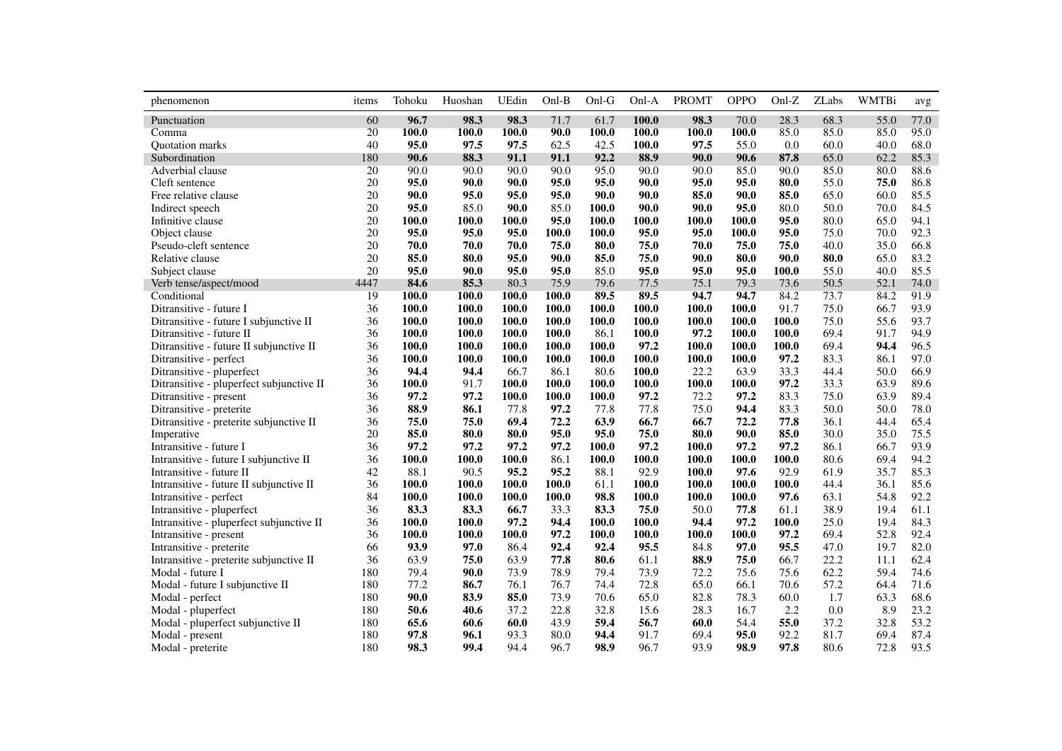| phenomenon | items | Tohoku | Huoshan | UEdin | Onl-B | Onl-G | Onl-A | PROMT | OPPO | Onl-Z | ZLabs | WMTBi | avg |
|---|---|---|---|---|---|---|---|---|---|---|---|---|---|
| Punctuation | 60 | **96.7** | **98.3** | **98.3** | 71.7 | 61.7 | **100.0** | **98.3** | 70.0 | 28.3 | 68.3 | 55.0 | 77.0 |
| Comma | 20 | **100.0** | **100.0** | **100.0** | **90.0** | **100.0** | **100.0** | **100.0** | **100.0** | 85.0 | 85.0 | 85.0 | 95.0 |
| Quotation marks | 40 | **95.0** | **97.5** | **97.5** | 62.5 | 42.5 | **100.0** | **97.5** | 55.0 | 0.0 | 60.0 | 40.0 | 68.0 |
| Subordination | 180 | **90.6** | **88.3** | **91.1** | **91.1** | **92.2** | **88.9** | **90.0** | **90.6** | **87.8** | 65.0 | 62.2 | 85.3 |
| Adverbial clause | 20 | 90.0 | 90.0 | 90.0 | 90.0 | 95.0 | 90.0 | 90.0 | 85.0 | 90.0 | 85.0 | 80.0 | 88.6 |
| Cleft sentence | 20 | **95.0** | **90.0** | **90.0** | **95.0** | **95.0** | **90.0** | **95.0** | **95.0** | **80.0** | 55.0 | **75.0** | 86.8 |
| Free relative clause | 20 | **90.0** | **95.0** | **95.0** | **95.0** | **90.0** | **90.0** | **85.0** | **90.0** | **85.0** | 65.0 | 60.0 | 85.5 |
| Indirect speech | 20 | **95.0** | 85.0 | **90.0** | 85.0 | **100.0** | **90.0** | **90.0** | **95.0** | 80.0 | 50.0 | 70.0 | 84.5 |
| Infinitive clause | 20 | **100.0** | **100.0** | **100.0** | **95.0** | **100.0** | **100.0** | **100.0** | **100.0** | **95.0** | 80.0 | 65.0 | 94.1 |
| Object clause | 20 | **95.0** | **95.0** | **95.0** | **100.0** | **100.0** | **95.0** | **95.0** | **100.0** | **95.0** | 75.0 | 70.0 | 92.3 |
| Pseudo-cleft sentence | 20 | **70.0** | **70.0** | **70.0** | **75.0** | **80.0** | **75.0** | **70.0** | **75.0** | **75.0** | 40.0 | 35.0 | 66.8 |
| Relative clause | 20 | **85.0** | **80.0** | **95.0** | **90.0** | **85.0** | **75.0** | **90.0** | **80.0** | **90.0** | **80.0** | 65.0 | 83.2 |
| Subject clause | 20 | **95.0** | **90.0** | **95.0** | **95.0** | 85.0 | **95.0** | **95.0** | **95.0** | **100.0** | 55.0 | 40.0 | 85.5 |
| Verb tense/aspect/mood | 4447 | **84.6** | **85.3** | 80.3 | 75.9 | 79.6 | 77.5 | 75.1 | 79.3 | 73.6 | 50.5 | 52.1 | 74.0 |
| Conditional | 19 | **100.0** | **100.0** | **100.0** | **100.0** | **89.5** | **89.5** | **94.7** | **94.7** | 84.2 | 73.7 | 84.2 | 91.9 |
| Ditransitive - future I | 36 | **100.0** | **100.0** | **100.0** | **100.0** | **100.0** | **100.0** | **100.0** | **100.0** | 91.7 | 75.0 | 66.7 | 93.9 |
| Ditransitive - future I subjunctive II | 36 | **100.0** | **100.0** | **100.0** | **100.0** | **100.0** | **100.0** | **100.0** | **100.0** | **100.0** | 75.0 | 55.6 | 93.7 |
| Ditransitive - future II | 36 | **100.0** | **100.0** | **100.0** | **100.0** | 86.1 | **100.0** | **97.2** | **100.0** | **100.0** | 69.4 | 91.7 | 94.9 |
| Ditransitive - future II subjunctive II | 36 | **100.0** | **100.0** | **100.0** | **100.0** | **100.0** | **97.2** | **100.0** | **100.0** | **100.0** | 69.4 | **94.4** | 96.5 |
| Ditransitive - perfect | 36 | **100.0** | **100.0** | **100.0** | **100.0** | **100.0** | **100.0** | **100.0** | **100.0** | **97.2** | 83.3 | 86.1 | 97.0 |
| Ditransitive - pluperfect | 36 | **94.4** | **94.4** | 66.7 | 86.1 | 80.6 | **100.0** | 22.2 | 63.9 | 33.3 | 44.4 | 50.0 | 66.9 |
| Ditransitive - pluperfect subjunctive II | 36 | **100.0** | 91.7 | **100.0** | **100.0** | **100.0** | **100.0** | **100.0** | **100.0** | **97.2** | 33.3 | 63.9 | 89.6 |
| Ditransitive - present | 36 | **97.2** | **97.2** | **100.0** | **100.0** | **100.0** | **97.2** | 72.2 | **97.2** | 83.3 | 75.0 | 63.9 | 89.4 |
| Ditransitive - preterite | 36 | **88.9** | **86.1** | 77.8 | **97.2** | 77.8 | 77.8 | 75.0 | **94.4** | 83.3 | 50.0 | 50.0 | 78.0 |
| Ditransitive - preterite subjunctive II | 36 | **75.0** | **75.0** | **69.4** | **72.2** | **63.9** | **66.7** | **66.7** | **72.2** | **77.8** | 36.1 | 44.4 | 65.4 |
| Imperative | 20 | **85.0** | **80.0** | **80.0** | **95.0** | **95.0** | **75.0** | **80.0** | **90.0** | **85.0** | 30.0 | 35.0 | 75.5 |
| Intransitive - future I | 36 | **97.2** | **97.2** | **97.2** | **97.2** | **100.0** | **97.2** | **100.0** | **97.2** | **97.2** | 86.1 | 66.7 | 93.9 |
| Intransitive - future I subjunctive II | 36 | **100.0** | **100.0** | **100.0** | 86.1 | **100.0** | **100.0** | **100.0** | **100.0** | **100.0** | 80.6 | 69.4 | 94.2 |
| Intransitive - future II | 42 | 88.1 | 90.5 | **95.2** | **95.2** | 88.1 | 92.9 | **100.0** | **97.6** | 92.9 | 61.9 | 35.7 | 85.3 |
| Intransitive - future II subjunctive II | 36 | **100.0** | **100.0** | **100.0** | **100.0** | 61.1 | **100.0** | **100.0** | **100.0** | **100.0** | 44.4 | 36.1 | 85.6 |
| Intransitive - perfect | 84 | **100.0** | **100.0** | **100.0** | **100.0** | **98.8** | **100.0** | **100.0** | **100.0** | **97.6** | 63.1 | 54.8 | 92.2 |
| Intransitive - pluperfect | 36 | **83.3** | **83.3** | **66.7** | 33.3 | **83.3** | **75.0** | 50.0 | **77.8** | 61.1 | 38.9 | 19.4 | 61.1 |
| Intransitive - pluperfect subjunctive II | 36 | **100.0** | **100.0** | **97.2** | **94.4** | **100.0** | **100.0** | **94.4** | **97.2** | **100.0** | 25.0 | 19.4 | 84.3 |
| Intransitive - present | 36 | **100.0** | **100.0** | **100.0** | **97.2** | **100.0** | **100.0** | **100.0** | **100.0** | **97.2** | 69.4 | 52.8 | 92.4 |
| Intransitive - preterite | 66 | **93.9** | **97.0** | 86.4 | **92.4** | **92.4** | **95.5** | 84.8 | **97.0** | **95.5** | 47.0 | 19.7 | 82.0 |
| Intransitive - preterite subjunctive II | 36 | 63.9 | **75.0** | 63.9 | **77.8** | **80.6** | 61.1 | **88.9** | **75.0** | 66.7 | 22.2 | 11.1 | 62.4 |
| Modal - future I | 180 | 79.4 | **90.0** | 73.9 | 78.9 | 79.4 | 73.9 | 72.2 | 75.6 | 75.6 | 62.2 | 59.4 | 74.6 |
| Modal - future I subjunctive II | 180 | 77.2 | **86.7** | 76.1 | 76.7 | 74.4 | 72.8 | 65.0 | 66.1 | 70.6 | 57.2 | 64.4 | 71.6 |
| Modal - perfect | 180 | **90.0** | **83.9** | **85.0** | 73.9 | 70.6 | 65.0 | **82.8** | 78.3 | 60.0 | 1.7 | 63.3 | 68.6 |
| Modal - pluperfect | 180 | **50.6** | **40.6** | 37.2 | 22.8 | 32.8 | 15.6 | 28.3 | 16.7 | 2.2 | 0.0 | 8.9 | 23.2 |
| Modal - pluperfect subjunctive II | 180 | **65.6** | **60.6** | **60.0** | 43.9 | **59.4** | **56.7** | **60.0** | 54.4 | **55.0** | 37.2 | 32.8 | 53.2 |
| Modal - present | 180 | **97.8** | **96.1** | 93.3 | 80.0 | **94.4** | 91.7 | 69.4 | **95.0** | 92.2 | 81.7 | 69.4 | 87.4 |
| Modal - preterite | 180 | **98.3** | **99.4** | 94.4 | 96.7 | **98.9** | 96.7 | 93.9 | **98.9** | **97.8** | 80.6 | 72.8 | 93.5 |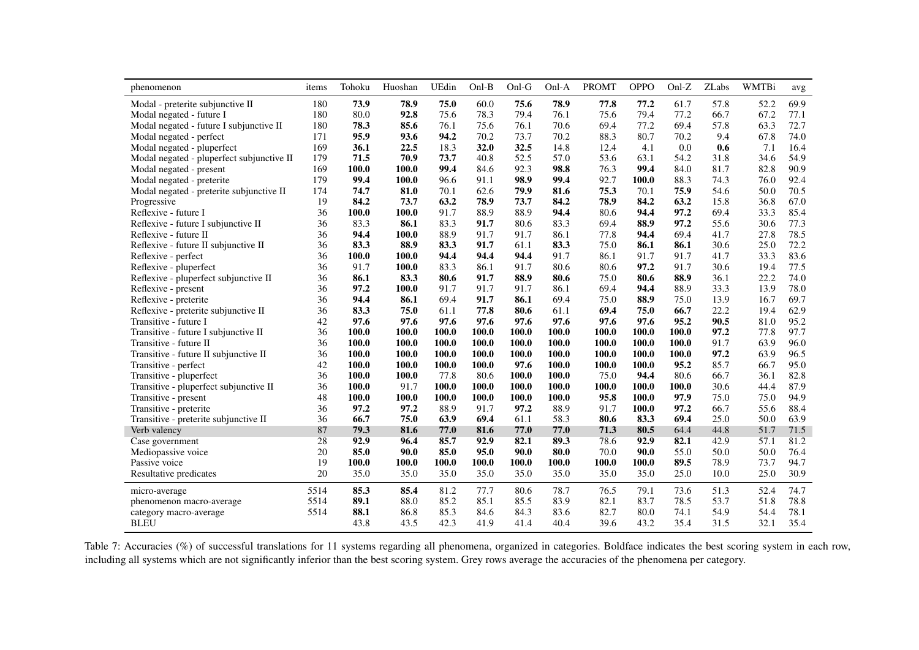| phenomenon | items | Tohoku | Huoshan | UEdin | Onl-B | Onl-G | Onl-A | PROMT | OPPO | Onl-Z | ZLabs | WMTBi | avg |
|---|---|---|---|---|---|---|---|---|---|---|---|---|---|
| Modal - preterite subjunctive II | 180 | **73.9** | **78.9** | **75.0** | 60.0 | **75.6** | **78.9** | **77.8** | **77.2** | 61.7 | 57.8 | 52.2 | 69.9 |
| Modal negated - future I | 180 | 80.0 | **92.8** | 75.6 | 78.3 | 79.4 | 76.1 | 75.6 | 79.4 | 77.2 | 66.7 | 67.2 | 77.1 |
| Modal negated - future I subjunctive II | 180 | **78.3** | **85.6** | 76.1 | 75.6 | 76.1 | 70.6 | 69.4 | 77.2 | 69.4 | 57.8 | 63.3 | 72.7 |
| Modal negated - perfect | 171 | **95.9** | **93.6** | **94.2** | 70.2 | 73.7 | 70.2 | 88.3 | 80.7 | 70.2 | 9.4 | 67.8 | 74.0 |
| Modal negated - pluperfect | 169 | **36.1** | **22.5** | 18.3 | **32.0** | **32.5** | 14.8 | 12.4 | 4.1 | 0.0 | **0.6** | 7.1 | 16.4 |
| Modal negated - pluperfect subjunctive II | 179 | **71.5** | **70.9** | **73.7** | 40.8 | 52.5 | 57.0 | 53.6 | 63.1 | 54.2 | 31.8 | 34.6 | 54.9 |
| Modal negated - present | 169 | **100.0** | **100.0** | **99.4** | 84.6 | 92.3 | **98.8** | 76.3 | **99.4** | 84.0 | 81.7 | 82.8 | 90.9 |
| Modal negated - preterite | 179 | **99.4** | **100.0** | 96.6 | 91.1 | **98.9** | **99.4** | 92.7 | **100.0** | 88.3 | 74.3 | 76.0 | 92.4 |
| Modal negated - preterite subjunctive II | 174 | **74.7** | **81.0** | 70.1 | 62.6 | **79.9** | **81.6** | **75.3** | 70.1 | **75.9** | 54.6 | 50.0 | 70.5 |
| Progressive | 19 | **84.2** | **73.7** | **63.2** | **78.9** | **73.7** | **84.2** | **78.9** | **84.2** | **63.2** | 15.8 | 36.8 | 67.0 |
| Reflexive - future I | 36 | **100.0** | **100.0** | 91.7 | 88.9 | 88.9 | **94.4** | 80.6 | **94.4** | **97.2** | 69.4 | 33.3 | 85.4 |
| Reflexive - future I subjunctive II | 36 | 83.3 | **86.1** | 83.3 | **91.7** | 80.6 | 83.3 | 69.4 | **88.9** | **97.2** | 55.6 | 30.6 | 77.3 |
| Reflexive - future II | 36 | **94.4** | **100.0** | 88.9 | 91.7 | 91.7 | 86.1 | 77.8 | **94.4** | 69.4 | 41.7 | 27.8 | 78.5 |
| Reflexive - future II subjunctive II | 36 | **83.3** | **88.9** | **83.3** | **91.7** | 61.1 | **83.3** | 75.0 | **86.1** | **86.1** | 30.6 | 25.0 | 72.2 |
| Reflexive - perfect | 36 | **100.0** | **100.0** | **94.4** | **94.4** | **94.4** | 91.7 | 86.1 | 91.7 | 91.7 | 41.7 | 33.3 | 83.6 |
| Reflexive - pluperfect | 36 | 91.7 | **100.0** | 83.3 | 86.1 | 91.7 | 80.6 | 80.6 | **97.2** | 91.7 | 30.6 | 19.4 | 77.5 |
| Reflexive - pluperfect subjunctive II | 36 | **86.1** | **83.3** | **80.6** | **91.7** | **88.9** | **80.6** | 75.0 | **80.6** | **88.9** | 36.1 | 22.2 | 74.0 |
| Reflexive - present | 36 | **97.2** | **100.0** | 91.7 | 91.7 | 91.7 | 86.1 | 69.4 | **94.4** | 88.9 | 33.3 | 13.9 | 78.0 |
| Reflexive - preterite | 36 | **94.4** | **86.1** | 69.4 | **91.7** | **86.1** | 69.4 | 75.0 | **88.9** | 75.0 | 13.9 | 16.7 | 69.7 |
| Reflexive - preterite subjunctive II | 36 | **83.3** | **75.0** | 61.1 | **77.8** | **80.6** | 61.1 | **69.4** | **75.0** | **66.7** | 22.2 | 19.4 | 62.9 |
| Transitive - future I | 42 | **97.6** | **97.6** | **97.6** | **97.6** | **97.6** | **97.6** | **97.6** | **97.6** | **95.2** | **90.5** | 81.0 | 95.2 |
| Transitive - future I subjunctive II | 36 | **100.0** | **100.0** | **100.0** | **100.0** | **100.0** | **100.0** | **100.0** | **100.0** | **100.0** | **97.2** | 77.8 | 97.7 |
| Transitive - future II | 36 | **100.0** | **100.0** | **100.0** | **100.0** | **100.0** | **100.0** | **100.0** | **100.0** | **100.0** | 91.7 | 63.9 | 96.0 |
| Transitive - future II subjunctive II | 36 | **100.0** | **100.0** | **100.0** | **100.0** | **100.0** | **100.0** | **100.0** | **100.0** | **100.0** | **97.2** | 63.9 | 96.5 |
| Transitive - perfect | 42 | **100.0** | **100.0** | **100.0** | **100.0** | **97.6** | **100.0** | **100.0** | **100.0** | **95.2** | 85.7 | 66.7 | 95.0 |
| Transitive - pluperfect | 36 | **100.0** | **100.0** | 77.8 | 80.6 | **100.0** | **100.0** | 75.0 | **94.4** | 80.6 | 66.7 | 36.1 | 82.8 |
| Transitive - pluperfect subjunctive II | 36 | **100.0** | 91.7 | **100.0** | **100.0** | **100.0** | **100.0** | **100.0** | **100.0** | **100.0** | 30.6 | 44.4 | 87.9 |
| Transitive - present | 48 | **100.0** | **100.0** | **100.0** | **100.0** | **100.0** | **100.0** | **95.8** | **100.0** | **97.9** | 75.0 | 75.0 | 94.9 |
| Transitive - preterite | 36 | **97.2** | **97.2** | 88.9 | 91.7 | **97.2** | 88.9 | 91.7 | **100.0** | **97.2** | 66.7 | 55.6 | 88.4 |
| Transitive - preterite subjunctive II | 36 | **66.7** | **75.0** | **63.9** | **69.4** | 61.1 | 58.3 | **80.6** | **83.3** | **69.4** | 25.0 | 50.0 | 63.9 |
| Verb valency | 87 | **79.3** | **81.6** | **77.0** | **81.6** | **77.0** | **77.0** | **71.3** | **80.5** | 64.4 | 44.8 | 51.7 | 71.5 |
| Case government | 28 | **92.9** | **96.4** | **85.7** | **92.9** | **82.1** | **89.3** | 78.6 | **92.9** | **82.1** | 42.9 | 57.1 | 81.2 |
| Mediopassive voice | 20 | **85.0** | **90.0** | **85.0** | **95.0** | **90.0** | **80.0** | 70.0 | **90.0** | 55.0 | 50.0 | 50.0 | 76.4 |
| Passive voice | 19 | **100.0** | **100.0** | **100.0** | **100.0** | **100.0** | **100.0** | **100.0** | **100.0** | **89.5** | 78.9 | 73.7 | 94.7 |
| Resultative predicates | 20 | 35.0 | 35.0 | 35.0 | 35.0 | 35.0 | 35.0 | 35.0 | 35.0 | 25.0 | 10.0 | 25.0 | 30.9 |
| micro-average | 5514 | **85.3** | **85.4** | 81.2 | 77.7 | 80.6 | 78.7 | 76.5 | 79.1 | 73.6 | 51.3 | 52.4 | 74.7 |
| phenomenon macro-average | 5514 | **89.1** | 88.0 | 85.2 | 85.1 | 85.5 | 83.9 | 82.1 | 83.7 | 78.5 | 53.7 | 51.8 | 78.8 |
| category macro-average | 5514 | **88.1** | 86.8 | 85.3 | 84.6 | 84.3 | 83.6 | 82.7 | 80.0 | 74.1 | 54.9 | 54.4 | 78.1 |
| BLEU | | 43.8 | 43.5 | 42.3 | 41.9 | 41.4 | 40.4 | 39.6 | 43.2 | 35.4 | 31.5 | 32.1 | 35.4 |

Table 7: Accuracies (%) of successful translations for 11 systems regarding all phenomena, organized in categories. Boldface indicates the best scoring system in each row, including all systems which are not significantly inferior than the best scoring system. Grey rows average the accuracies of the phenomena per category.